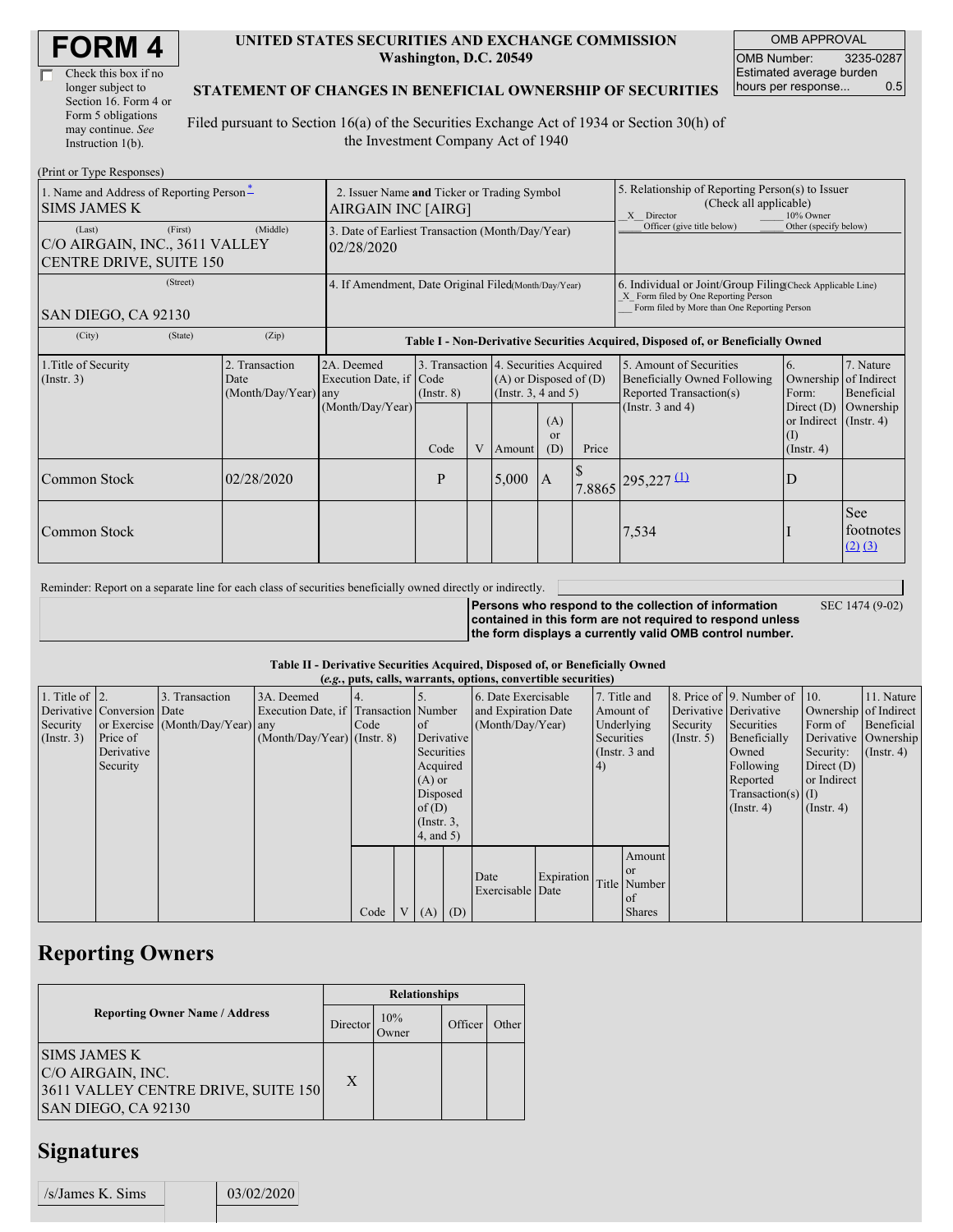# FORM 4

☐ Check this box if no longer subject to Section 16. Form 4 or Form 5 obligations may continue. *See* Instruction 1(b).

**UNITED STATES SECURITIES AND EXCHANGE COMMISSION**
**Washington, D.C. 20549**

**STATEMENT OF CHANGES IN BENEFICIAL OWNERSHIP OF SECURITIES**

Filed pursuant to Section 16(a) of the Securities Exchange Act of 1934 or Section 30(h) of the Investment Company Act of 1940

| OMB APPROVAL | |
|---|---|
| OMB Number: | 3235-0287 |
| Estimated average burden hours per response... | 0.5 |

(Print or Type Responses)

| 1. Name and Address of Reporting Person * | 2. Issuer Name and Ticker or Trading Symbol | 5. Relationship of Reporting Person(s) to Issuer (Check all applicable) |
|---|---|---|
| SIMS JAMES K | AIRGAIN INC [AIRG] | _X_ Director ___ 10% Owner ___ Officer (give title below) ___ Other (specify below) |
| (Last) (First) (Middle) C/O AIRGAIN, INC., 3611 VALLEY CENTRE DRIVE, SUITE 150 | 3. Date of Earliest Transaction (Month/Day/Year) 02/28/2020 | |
| (Street) SAN DIEGO, CA 92130 | 4. If Amendment, Date Original Filed (Month/Day/Year) | 6. Individual or Joint/Group Filing (Check Applicable Line) _X_ Form filed by One Reporting Person ___ Form filed by More than One Reporting Person |
| (City) (State) (Zip) | | |

**Table I - Non-Derivative Securities Acquired, Disposed of, or Beneficially Owned**

| 1.Title of Security (Instr. 3) | 2. Transaction Date (Month/Day/Year) | 2A. Deemed Execution Date, if any (Month/Day/Year) | 3. Transaction Code (Instr. 8) | | 4. Securities Acquired (A) or Disposed of (D) (Instr. 3, 4 and 5) | | | 5. Amount of Securities Beneficially Owned Following Reported Transaction(s) (Instr. 3 and 4) | 6. Ownership Form: Direct (D) or Indirect (I) (Instr. 4) | 7. Nature of Indirect Beneficial Ownership (Instr. 4) |
|---|---|---|---|---|---|---|---|---|---|---|
| | | | Code | V | Amount | (A) or (D) | Price | | | |
| Common Stock | 02/28/2020 | | P | | 5,000 | A | $ 7.8865 | 295,227 (1) | D | |
| Common Stock | | | | | | | | 7,534 | I | See footnotes (2) (3) |

Reminder: Report on a separate line for each class of securities beneficially owned directly or indirectly.

**Persons who respond to the collection of information contained in this form are not required to respond unless the form displays a currently valid OMB control number.** SEC 1474 (9-02)

**Table II - Derivative Securities Acquired, Disposed of, or Beneficially Owned**
**(*e.g.*, puts, calls, warrants, options, convertible securities)**

| 1. Title of Derivative Security (Instr. 3) | 2. Conversion or Exercise Price of Derivative Security | 3. Transaction Date (Month/Day/Year) | 3A. Deemed Execution Date, if any (Month/Day/Year) | 4. Transaction Code (Instr. 8) | | 5. Number of Derivative Securities Acquired (A) or Disposed of (D) (Instr. 3, 4, and 5) | | 6. Date Exercisable and Expiration Date (Month/Day/Year) | | 7. Title and Amount of Underlying Securities (Instr. 3 and 4) | | 8. Price of Derivative Security (Instr. 5) | 9. Number of Derivative Securities Beneficially Owned Following Reported Transaction(s) (Instr. 4) | 10. Ownership Form of Derivative Security: Direct (D) or Indirect (I) (Instr. 4) | 11. Nature of Indirect Beneficial Ownership (Instr. 4) |
|---|---|---|---|---|---|---|---|---|---|---|---|---|---|---|---|
| | | | | Code | V | (A) | (D) | Date Exercisable | Expiration Date | Title | Amount or Number of Shares | | | | |

## Reporting Owners

| Reporting Owner Name / Address | Relationships | | | |
|---|---|---|---|---|
| | Director | 10% Owner | Officer | Other |
| SIMS JAMES K C/O AIRGAIN, INC. 3611 VALLEY CENTRE DRIVE, SUITE 150 SAN DIEGO, CA 92130 | X | | | |

## Signatures

| /s/James K. Sims | | 03/02/2020 |
|---|---|---|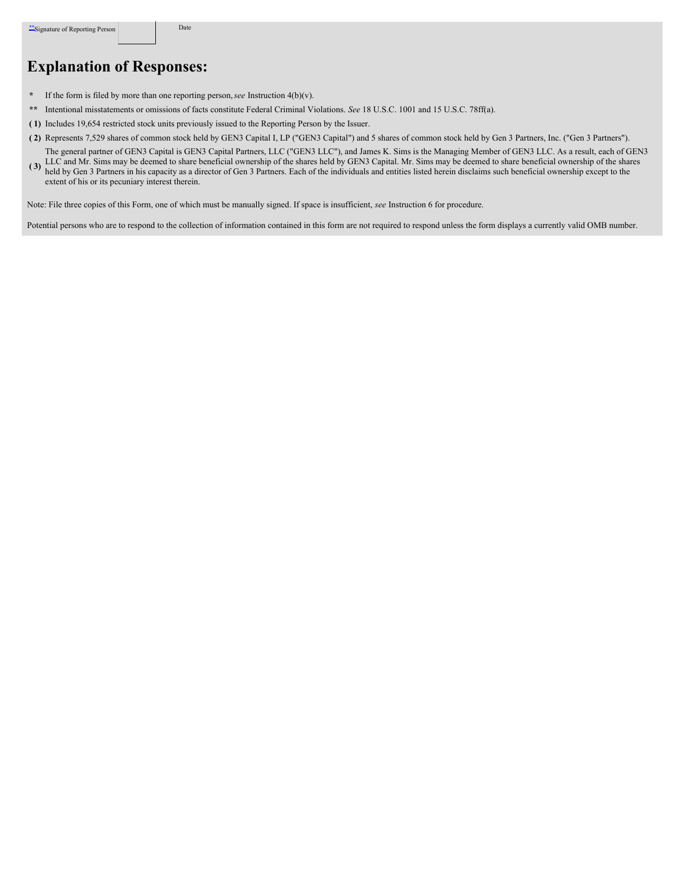| **Signature of Reporting Person | | Date |
| --- | --- | --- |

# Explanation of Responses:

\* If the form is filed by more than one reporting person, *see* Instruction 4(b)(v).

** Intentional misstatements or omissions of facts constitute Federal Criminal Violations. *See* 18 U.S.C. 1001 and 15 U.S.C. 78ff(a).

**( 1)** Includes 19,654 restricted stock units previously issued to the Reporting Person by the Issuer.

**( 2)** Represents 7,529 shares of common stock held by GEN3 Capital I, LP ("GEN3 Capital") and 5 shares of common stock held by Gen 3 Partners, Inc. ("Gen 3 Partners").

**( 3)** The general partner of GEN3 Capital is GEN3 Capital Partners, LLC ("GEN3 LLC"), and James K. Sims is the Managing Member of GEN3 LLC. As a result, each of GEN3 LLC and Mr. Sims may be deemed to share beneficial ownership of the shares held by GEN3 Capital. Mr. Sims may be deemed to share beneficial ownership of the shares held by Gen 3 Partners in his capacity as a director of Gen 3 Partners. Each of the individuals and entities listed herein disclaims such beneficial ownership except to the extent of his or its pecuniary interest therein.

Note: File three copies of this Form, one of which must be manually signed. If space is insufficient, *see* Instruction 6 for procedure.

Potential persons who are to respond to the collection of information contained in this form are not required to respond unless the form displays a currently valid OMB number.